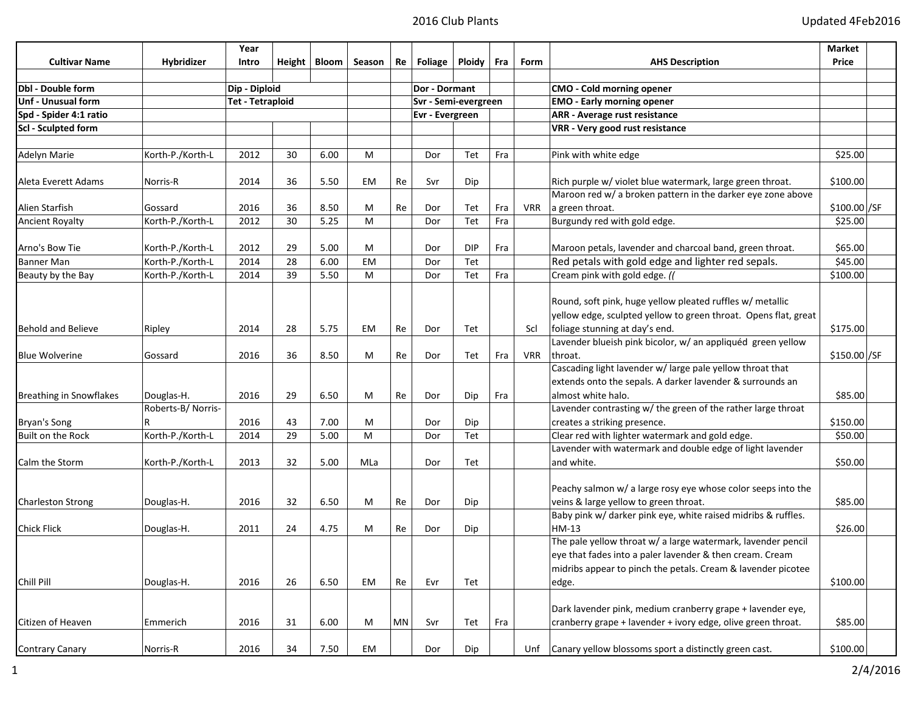# 2016 Club Plants

Updated 4Feb2016

| Cultivar Name | Hybridizer | Year Intro | Height | Bloom | Season | Re | Foliage | Ploidy | Fra | Form | AHS Description | Market Price | |
|---|---|---|---|---|---|---|---|---|---|---|---|---|---|
| | | | | | | | | | | | | | |
| Dbl - Double form | | Dip - Diploid | | | | | Dor - Dormant | | | | CMO - Cold morning opener | | |
| Unf - Unusual form | | Tet - Tetraploid | | | | | Svr - Semi-evergreen | | | | EMO - Early morning opener | | |
| Spd - Spider 4:1 ratio | | | | | | | Evr - Evergreen | | | | ARR - Average rust resistance | | |
| Scl - Sculpted form | | | | | | | | | | | VRR - Very good rust resistance | | |
| | | | | | | | | | | | | | |
| Adelyn Marie | Korth-P./Korth-L | 2012 | 30 | 6.00 | M | | Dor | Tet | Fra | | Pink with white edge | $25.00 | |
| Aleta Everett Adams | Norris-R | 2014 | 36 | 5.50 | EM | Re | Svr | Dip | | | Rich purple w/ violet blue watermark, large green throat. | $100.00 | |
| Alien Starfish | Gossard | 2016 | 36 | 8.50 | M | Re | Dor | Tet | Fra | VRR | Maroon red w/ a broken pattern in the darker eye zone above a green throat. | $100.00 | /SF |
| Ancient Royalty | Korth-P./Korth-L | 2012 | 30 | 5.25 | M | | Dor | Tet | Fra | | Burgundy red with gold edge. | $25.00 | |
| Arno's Bow Tie | Korth-P./Korth-L | 2012 | 29 | 5.00 | M | | Dor | DIP | Fra | | Maroon petals, lavender and charcoal band, green throat. | $65.00 | |
| Banner Man | Korth-P./Korth-L | 2014 | 28 | 6.00 | EM | | Dor | Tet | | | Red petals with gold edge and lighter red sepals. | $45.00 | |
| Beauty by the Bay | Korth-P./Korth-L | 2014 | 39 | 5.50 | M | | Dor | Tet | Fra | | Cream pink with gold edge. (( | $100.00 | |
| Behold and Believe | Ripley | 2014 | 28 | 5.75 | EM | Re | Dor | Tet | | Scl | Round, soft pink, huge yellow pleated ruffles w/ metallic yellow edge, sculpted yellow to green throat. Opens flat, great foliage stunning at day's end. | $175.00 | |
| Blue Wolverine | Gossard | 2016 | 36 | 8.50 | M | Re | Dor | Tet | Fra | VRR | Lavender blueish pink bicolor, w/ an appliquéd green yellow throat. | $150.00 | /SF |
| Breathing in Snowflakes | Douglas-H. | 2016 | 29 | 6.50 | M | Re | Dor | Dip | Fra | | Cascading light lavender w/ large pale yellow throat that extends onto the sepals. A darker lavender & surrounds an almost white halo. | $85.00 | |
| Bryan's Song | Roberts-B/ Norris-R | 2016 | 43 | 7.00 | M | | Dor | Dip | | | Lavender contrasting w/ the green of the rather large throat creates a striking presence. | $150.00 | |
| Built on the Rock | Korth-P./Korth-L | 2014 | 29 | 5.00 | M | | Dor | Tet | | | Clear red with lighter watermark and gold edge. | $50.00 | |
| Calm the Storm | Korth-P./Korth-L | 2013 | 32 | 5.00 | MLa | | Dor | Tet | | | Lavender with watermark and double edge of light lavender and white. | $50.00 | |
| Charleston Strong | Douglas-H. | 2016 | 32 | 6.50 | M | Re | Dor | Dip | | | Peachy salmon w/ a large rosy eye whose color seeps into the veins & large yellow to green throat. | $85.00 | |
| Chick Flick | Douglas-H. | 2011 | 24 | 4.75 | M | Re | Dor | Dip | | | Baby pink w/ darker pink eye, white raised midribs & ruffles. HM-13 | $26.00 | |
| Chill Pill | Douglas-H. | 2016 | 26 | 6.50 | EM | Re | Evr | Tet | | | The pale yellow throat w/ a large watermark, lavender pencil eye that fades into a paler lavender & then cream. Cream midribs appear to pinch the petals. Cream & lavender picotee edge. | $100.00 | |
| Citizen of Heaven | Emmerich | 2016 | 31 | 6.00 | M | MN | Svr | Tet | Fra | | Dark lavender pink, medium cranberry grape + lavender eye, cranberry grape + lavender + ivory edge, olive green throat. | $85.00 | |
| Contrary Canary | Norris-R | 2016 | 34 | 7.50 | EM | | Dor | Dip | | Unf | Canary yellow blossoms sport a distinctly green cast. | $100.00 | |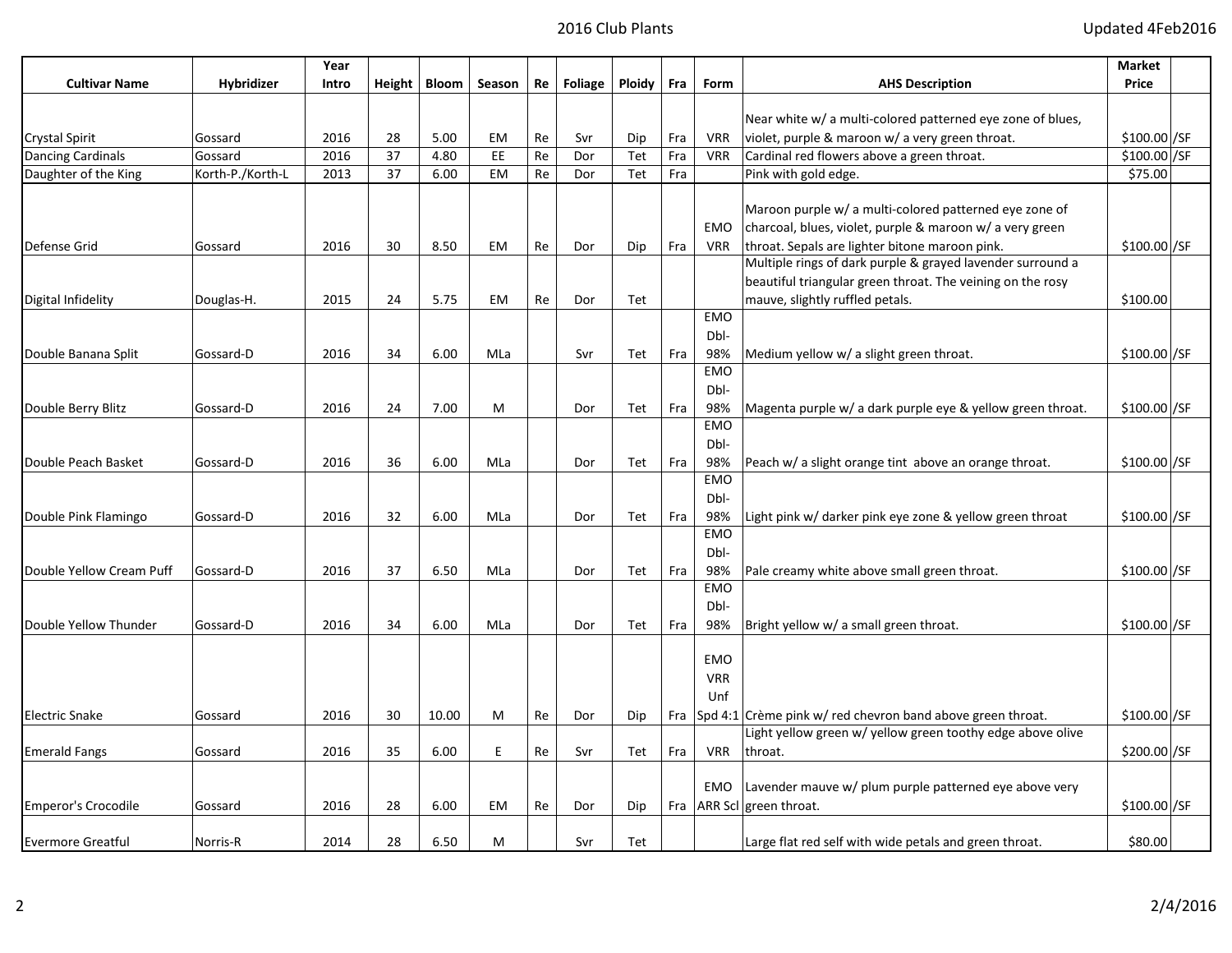| Cultivar Name | Hybridizer | Year Intro | Height | Bloom | Season | Re | Foliage | Ploidy | Fra | Form | AHS Description | Market Price | |
|---|---|---|---|---|---|---|---|---|---|---|---|---|---|
| Crystal Spirit | Gossard | 2016 | 28 | 5.00 | EM | Re | Svr | Dip | Fra | VRR | Near white w/ a multi-colored patterned eye zone of blues, violet, purple & maroon w/ a very green throat. | $100.00 | /SF |
| Dancing Cardinals | Gossard | 2016 | 37 | 4.80 | EE | Re | Dor | Tet | Fra | VRR | Cardinal red flowers above a green throat. | $100.00 | /SF |
| Daughter of the King | Korth-P./Korth-L | 2013 | 37 | 6.00 | EM | Re | Dor | Tet | Fra | | Pink with gold edge. | $75.00 | |
| Defense Grid | Gossard | 2016 | 30 | 8.50 | EM | Re | Dor | Dip | Fra | EMO VRR | Maroon purple w/ a multi-colored patterned eye zone of charcoal, blues, violet, purple & maroon w/ a very green throat. Sepals are lighter bitone maroon pink. | $100.00 | /SF |
| Digital Infidelity | Douglas-H. | 2015 | 24 | 5.75 | EM | Re | Dor | Tet | | | Multiple rings of dark purple & grayed lavender surround a beautiful triangular green throat. The veining on the rosy mauve, slightly ruffled petals. | $100.00 | |
| Double Banana Split | Gossard-D | 2016 | 34 | 6.00 | MLa | | Svr | Tet | Fra | EMO Dbl-98% | Medium yellow w/ a slight green throat. | $100.00 | /SF |
| Double Berry Blitz | Gossard-D | 2016 | 24 | 7.00 | M | | Dor | Tet | Fra | EMO Dbl-98% | Magenta purple w/ a dark purple eye & yellow green throat. | $100.00 | /SF |
| Double Peach Basket | Gossard-D | 2016 | 36 | 6.00 | MLa | | Dor | Tet | Fra | EMO Dbl-98% | Peach w/ a slight orange tint above an orange throat. | $100.00 | /SF |
| Double Pink Flamingo | Gossard-D | 2016 | 32 | 6.00 | MLa | | Dor | Tet | Fra | EMO Dbl-98% | Light pink w/ darker pink eye zone & yellow green throat | $100.00 | /SF |
| Double Yellow Cream Puff | Gossard-D | 2016 | 37 | 6.50 | MLa | | Dor | Tet | Fra | EMO Dbl-98% | Pale creamy white above small green throat. | $100.00 | /SF |
| Double Yellow Thunder | Gossard-D | 2016 | 34 | 6.00 | MLa | | Dor | Tet | Fra | EMO Dbl-98% | Bright yellow w/ a small green throat. | $100.00 | /SF |
| Electric Snake | Gossard | 2016 | 30 | 10.00 | M | Re | Dor | Dip | Fra | EMO VRR Unf Spd 4:1 | Crème pink w/ red chevron band above green throat. | $100.00 | /SF |
| Emerald Fangs | Gossard | 2016 | 35 | 6.00 | E | Re | Svr | Tet | Fra | VRR | Light yellow green w/ yellow green toothy edge above olive throat. | $200.00 | /SF |
| Emperor's Crocodile | Gossard | 2016 | 28 | 6.00 | EM | Re | Dor | Dip | Fra | EMO ARR Scl | Lavender mauve w/ plum purple patterned eye above very green throat. | $100.00 | /SF |
| Evermore Greatful | Norris-R | 2014 | 28 | 6.50 | M | | Svr | Tet | | | Large flat red self with wide petals and green throat. | $80.00 | |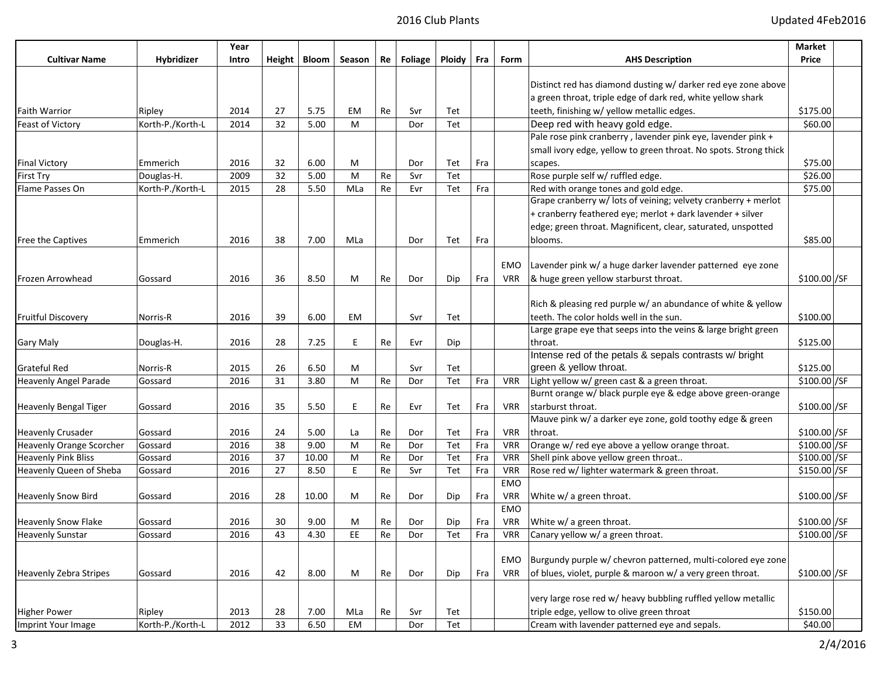| Cultivar Name | Hybridizer | Year Intro | Height | Bloom | Season | Re | Foliage | Ploidy | Fra | Form | AHS Description | Market Price | |
|---|---|---|---|---|---|---|---|---|---|---|---|---|---|
| Faith Warrior | Ripley | 2014 | 27 | 5.75 | EM | Re | Svr | Tet | | | Distinct red has diamond dusting w/ darker red eye zone above a green throat, triple edge of dark red, white yellow shark teeth, finishing w/ yellow metallic edges. | $175.00 | |
| Feast of Victory | Korth-P./Korth-L | 2014 | 32 | 5.00 | M | | Dor | Tet | | | Deep red with heavy gold edge. | $60.00 | |
| Final Victory | Emmerich | 2016 | 32 | 6.00 | M | | Dor | Tet | Fra | | Pale rose pink cranberry , lavender pink eye, lavender pink + small ivory edge, yellow to green throat. No spots. Strong thick scapes. | $75.00 | |
| First Try | Douglas-H. | 2009 | 32 | 5.00 | M | Re | Svr | Tet | | | Rose purple self w/ ruffled edge. | $26.00 | |
| Flame Passes On | Korth-P./Korth-L | 2015 | 28 | 5.50 | MLa | Re | Evr | Tet | Fra | | Red with orange tones and gold edge. | $75.00 | |
| Free the Captives | Emmerich | 2016 | 38 | 7.00 | MLa | | Dor | Tet | Fra | | Grape cranberry w/ lots of veining; velvety cranberry + merlot + cranberry feathered eye; merlot + dark lavender + silver edge; green throat. Magnificent, clear, saturated, unspotted blooms. | $85.00 | |
| Frozen Arrowhead | Gossard | 2016 | 36 | 8.50 | M | Re | Dor | Dip | Fra | EMO VRR | Lavender pink w/ a huge darker lavender patterned eye zone & huge green yellow starburst throat. | $100.00 | /SF |
| Fruitful Discovery | Norris-R | 2016 | 39 | 6.00 | EM | | Svr | Tet | | | Rich & pleasing red purple w/ an abundance of white & yellow teeth. The color holds well in the sun. | $100.00 | |
| Gary Maly | Douglas-H. | 2016 | 28 | 7.25 | E | Re | Evr | Dip | | | Large grape eye that seeps into the veins & large bright green throat. | $125.00 | |
| Grateful Red | Norris-R | 2015 | 26 | 6.50 | M | | Svr | Tet | | | Intense red of the petals & sepals contrasts w/ bright green & yellow throat. | $125.00 | |
| Heavenly Angel Parade | Gossard | 2016 | 31 | 3.80 | M | Re | Dor | Tet | Fra | VRR | Light yellow w/ green cast & a green throat. | $100.00 | /SF |
| Heavenly Bengal Tiger | Gossard | 2016 | 35 | 5.50 | E | Re | Evr | Tet | Fra | VRR | Burnt orange w/ black purple eye & edge above green-orange starburst throat. | $100.00 | /SF |
| Heavenly Crusader | Gossard | 2016 | 24 | 5.00 | La | Re | Dor | Tet | Fra | VRR | Mauve pink w/ a darker eye zone, gold toothy edge & green throat. | $100.00 | /SF |
| Heavenly Orange Scorcher | Gossard | 2016 | 38 | 9.00 | M | Re | Dor | Tet | Fra | VRR | Orange w/ red eye above a yellow orange throat. | $100.00 | /SF |
| Heavenly Pink Bliss | Gossard | 2016 | 37 | 10.00 | M | Re | Dor | Tet | Fra | VRR | Shell pink above yellow green throat.. | $100.00 | /SF |
| Heavenly Queen of Sheba | Gossard | 2016 | 27 | 8.50 | E | Re | Svr | Tet | Fra | VRR | Rose red w/ lighter watermark & green throat. | $150.00 | /SF |
| Heavenly Snow Bird | Gossard | 2016 | 28 | 10.00 | M | Re | Dor | Dip | Fra | EMO VRR | White w/ a green throat. | $100.00 | /SF |
| Heavenly Snow Flake | Gossard | 2016 | 30 | 9.00 | M | Re | Dor | Dip | Fra | EMO VRR | White w/ a green throat. | $100.00 | /SF |
| Heavenly Sunstar | Gossard | 2016 | 43 | 4.30 | EE | Re | Dor | Tet | Fra | VRR | Canary yellow w/ a green throat. | $100.00 | /SF |
| Heavenly Zebra Stripes | Gossard | 2016 | 42 | 8.00 | M | Re | Dor | Dip | Fra | EMO VRR | Burgundy purple w/ chevron patterned, multi-colored eye zone of blues, violet, purple & maroon w/ a very green throat. | $100.00 | /SF |
| Higher Power | Ripley | 2013 | 28 | 7.00 | MLa | Re | Svr | Tet | | | very large rose red w/ heavy bubbling ruffled yellow metallic triple edge, yellow to olive green throat | $150.00 | |
| Imprint Your Image | Korth-P./Korth-L | 2012 | 33 | 6.50 | EM | | Dor | Tet | | | Cream with lavender patterned eye and sepals. | $40.00 | |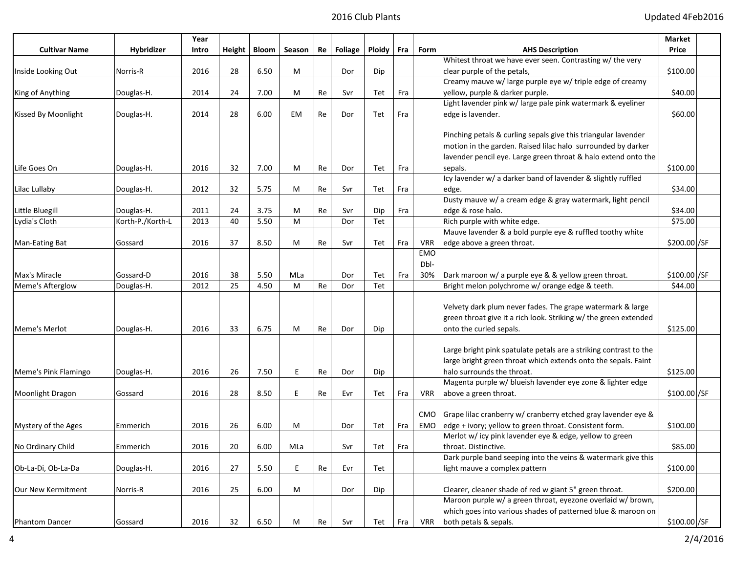| Cultivar Name | Hybridizer | Year Intro | Height | Bloom | Season | Re | Foliage | Ploidy | Fra | Form | AHS Description | Market Price | |
|---|---|---|---|---|---|---|---|---|---|---|---|---|---|
| Inside Looking Out | Norris-R | 2016 | 28 | 6.50 | M | | Dor | Dip | | | Whitest throat we have ever seen. Contrasting w/ the very clear purple of the petals, | $100.00 | |
| King of Anything | Douglas-H. | 2014 | 24 | 7.00 | M | Re | Svr | Tet | Fra | | Creamy mauve w/ large purple eye w/ triple edge of creamy yellow, purple & darker purple. | $40.00 | |
| Kissed By Moonlight | Douglas-H. | 2014 | 28 | 6.00 | EM | Re | Dor | Tet | Fra | | Light lavender pink w/ large pale pink watermark & eyeliner edge is lavender. | $60.00 | |
| Life Goes On | Douglas-H. | 2016 | 32 | 7.00 | M | Re | Dor | Tet | Fra | | Pinching petals & curling sepals give this triangular lavender motion in the garden. Raised lilac halo surrounded by darker lavender pencil eye. Large green throat & halo extend onto the sepals. | $100.00 | |
| Lilac Lullaby | Douglas-H. | 2012 | 32 | 5.75 | M | Re | Svr | Tet | Fra | | Icy lavender w/ a darker band of lavender & slightly ruffled edge. | $34.00 | |
| Little Bluegill | Douglas-H. | 2011 | 24 | 3.75 | M | Re | Svr | Dip | Fra | | Dusty mauve w/ a cream edge & gray watermark, light pencil edge & rose halo. | $34.00 | |
| Lydia's Cloth | Korth-P./Korth-L | 2013 | 40 | 5.50 | M | | Dor | Tet | | | Rich purple with white edge. | $75.00 | |
| Man-Eating Bat | Gossard | 2016 | 37 | 8.50 | M | Re | Svr | Tet | Fra | VRR | Mauve lavender & a bold purple eye & ruffled toothy white edge above a green throat. | $200.00 | /SF |
| Max's Miracle | Gossard-D | 2016 | 38 | 5.50 | MLa | | Dor | Tet | Fra | EMO Dbl-30% | Dark maroon w/ a purple eye & & yellow green throat. | $100.00 | /SF |
| Meme's Afterglow | Douglas-H. | 2012 | 25 | 4.50 | M | Re | Dor | Tet | | | Bright melon polychrome w/ orange edge & teeth. | $44.00 | |
| Meme's Merlot | Douglas-H. | 2016 | 33 | 6.75 | M | Re | Dor | Dip | | | Velvety dark plum never fades. The grape watermark & large green throat give it a rich look. Striking w/ the green extended onto the curled sepals. | $125.00 | |
| Meme's Pink Flamingo | Douglas-H. | 2016 | 26 | 7.50 | E | Re | Dor | Dip | | | Large bright pink spatulate petals are a striking contrast to the large bright green throat which extends onto the sepals. Faint halo surrounds the throat. | $125.00 | |
| Moonlight Dragon | Gossard | 2016 | 28 | 8.50 | E | Re | Evr | Tet | Fra | VRR | Magenta purple w/ blueish lavender eye zone & lighter edge above a green throat. | $100.00 | /SF |
| Mystery of the Ages | Emmerich | 2016 | 26 | 6.00 | M | | Dor | Tet | Fra | CMO EMO | Grape lilac cranberry w/ cranberry etched gray lavender eye & edge + ivory; yellow to green throat. Consistent form. | $100.00 | |
| No Ordinary Child | Emmerich | 2016 | 20 | 6.00 | MLa | | Svr | Tet | Fra | | Merlot w/ icy pink lavender eye & edge, yellow to green throat. Distinctive. | $85.00 | |
| Ob-La-Di, Ob-La-Da | Douglas-H. | 2016 | 27 | 5.50 | E | Re | Evr | Tet | | | Dark purple band seeping into the veins & watermark give this light mauve a complex pattern | $100.00 | |
| Our New Kermitment | Norris-R | 2016 | 25 | 6.00 | M | | Dor | Dip | | | Clearer, cleaner shade of red w giant 5" green throat. | $200.00 | |
| Phantom Dancer | Gossard | 2016 | 32 | 6.50 | M | Re | Svr | Tet | Fra | VRR | Maroon purple w/ a green throat, eyezone overlaid w/ brown, which goes into various shades of patterned blue & maroon on both petals & sepals. | $100.00 | /SF |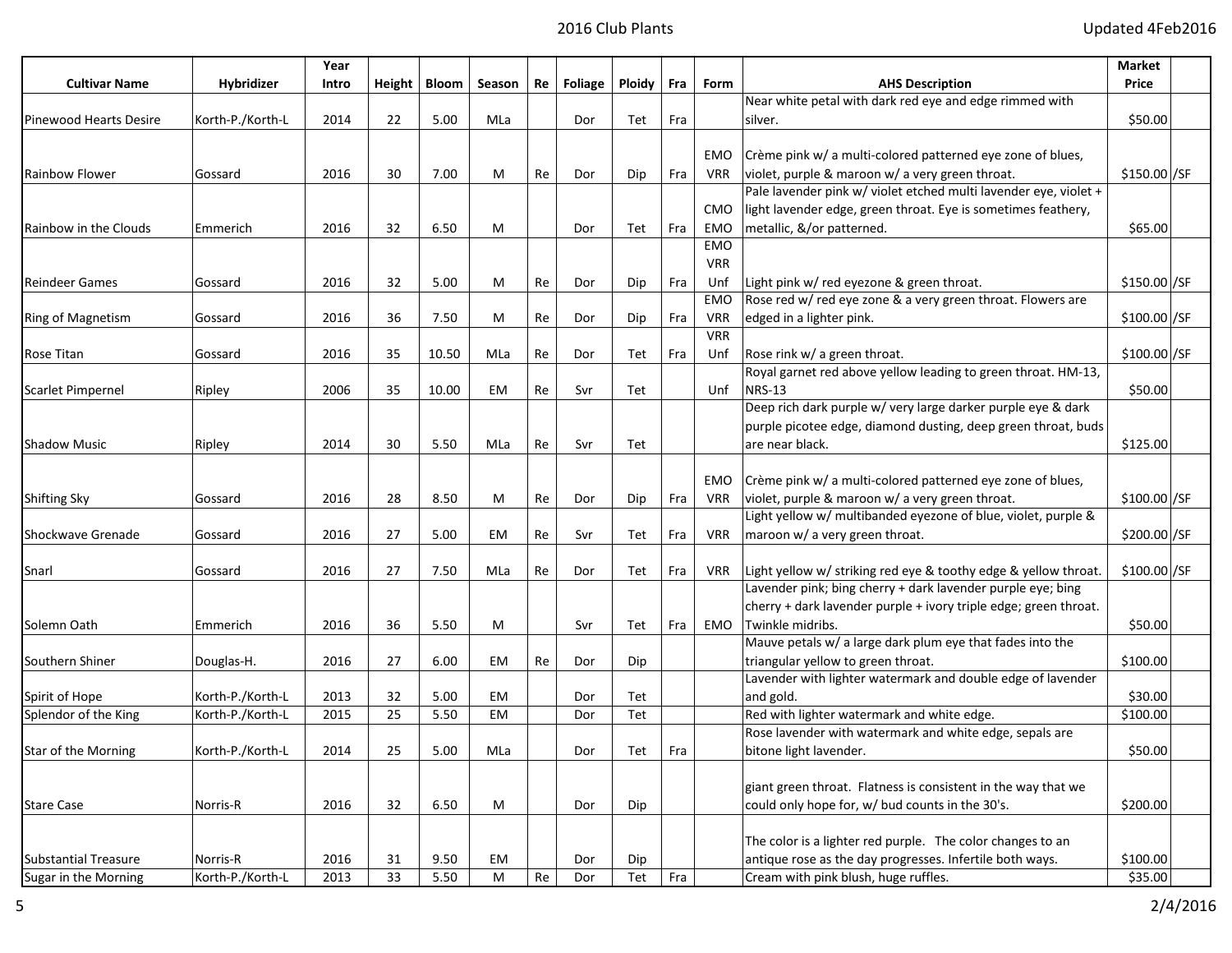| Cultivar Name | Hybridizer | Year Intro | Height | Bloom | Season | Re | Foliage | Ploidy | Fra | Form | AHS Description | Market Price | |
|---|---|---|---|---|---|---|---|---|---|---|---|---|---|
| Pinewood Hearts Desire | Korth-P./Korth-L | 2014 | 22 | 5.00 | MLa | | Dor | Tet | Fra | | Near white petal with dark red eye and edge rimmed with silver. | $50.00 | |
| Rainbow Flower | Gossard | 2016 | 30 | 7.00 | M | Re | Dor | Dip | Fra | EMO VRR | Crème pink w/ a multi-colored patterned eye zone of blues, violet, purple & maroon w/ a very green throat. | $150.00 | /SF |
| Rainbow in the Clouds | Emmerich | 2016 | 32 | 6.50 | M | | Dor | Tet | Fra | CMO EMO | Pale lavender pink w/ violet etched multi lavender eye, violet + light lavender edge, green throat. Eye is sometimes feathery, metallic, &/or patterned. | $65.00 | |
| Reindeer Games | Gossard | 2016 | 32 | 5.00 | M | Re | Dor | Dip | Fra | EMO VRR Unf | Light pink w/ red eyezone & green throat. | $150.00 | /SF |
| Ring of Magnetism | Gossard | 2016 | 36 | 7.50 | M | Re | Dor | Dip | Fra | EMO VRR | Rose red w/ red eye zone & a very green throat. Flowers are edged in a lighter pink. | $100.00 | /SF |
| Rose Titan | Gossard | 2016 | 35 | 10.50 | MLa | Re | Dor | Tet | Fra | VRR Unf | Rose rink w/ a green throat. | $100.00 | /SF |
| Scarlet Pimpernel | Ripley | 2006 | 35 | 10.00 | EM | Re | Svr | Tet | | Unf | Royal garnet red above yellow leading to green throat. HM-13, NRS-13 | $50.00 | |
| Shadow Music | Ripley | 2014 | 30 | 5.50 | MLa | Re | Svr | Tet | | | Deep rich dark purple w/ very large darker purple eye & dark purple picotee edge, diamond dusting, deep green throat, buds are near black. | $125.00 | |
| Shifting Sky | Gossard | 2016 | 28 | 8.50 | M | Re | Dor | Dip | Fra | EMO VRR | Crème pink w/ a multi-colored patterned eye zone of blues, violet, purple & maroon w/ a very green throat. | $100.00 | /SF |
| Shockwave Grenade | Gossard | 2016 | 27 | 5.00 | EM | Re | Svr | Tet | Fra | VRR | Light yellow w/ multibanded eyezone of blue, violet, purple & maroon w/ a very green throat. | $200.00 | /SF |
| Snarl | Gossard | 2016 | 27 | 7.50 | MLa | Re | Dor | Tet | Fra | VRR | Light yellow w/ striking red eye & toothy edge & yellow throat. | $100.00 | /SF |
| Solemn Oath | Emmerich | 2016 | 36 | 5.50 | M | | Svr | Tet | Fra | EMO | Lavender pink; bing cherry + dark lavender purple eye; bing cherry + dark lavender purple + ivory triple edge; green throat. Twinkle midribs. | $50.00 | |
| Southern Shiner | Douglas-H. | 2016 | 27 | 6.00 | EM | Re | Dor | Dip | | | Mauve petals w/ a large dark plum eye that fades into the triangular yellow to green throat. | $100.00 | |
| Spirit of Hope | Korth-P./Korth-L | 2013 | 32 | 5.00 | EM | | Dor | Tet | | | Lavender with lighter watermark and double edge of lavender and gold. | $30.00 | |
| Splendor of the King | Korth-P./Korth-L | 2015 | 25 | 5.50 | EM | | Dor | Tet | | | Red with lighter watermark and white edge. | $100.00 | |
| Star of the Morning | Korth-P./Korth-L | 2014 | 25 | 5.00 | MLa | | Dor | Tet | Fra | | Rose lavender with watermark and white edge, sepals are bitone light lavender. | $50.00 | |
| Stare Case | Norris-R | 2016 | 32 | 6.50 | M | | Dor | Dip | | | giant green throat. Flatness is consistent in the way that we could only hope for, w/ bud counts in the 30's. | $200.00 | |
| Substantial Treasure | Norris-R | 2016 | 31 | 9.50 | EM | | Dor | Dip | | | The color is a lighter red purple. The color changes to an antique rose as the day progresses. Infertile both ways. | $100.00 | |
| Sugar in the Morning | Korth-P./Korth-L | 2013 | 33 | 5.50 | M | Re | Dor | Tet | Fra | | Cream with pink blush, huge ruffles. | $35.00 | |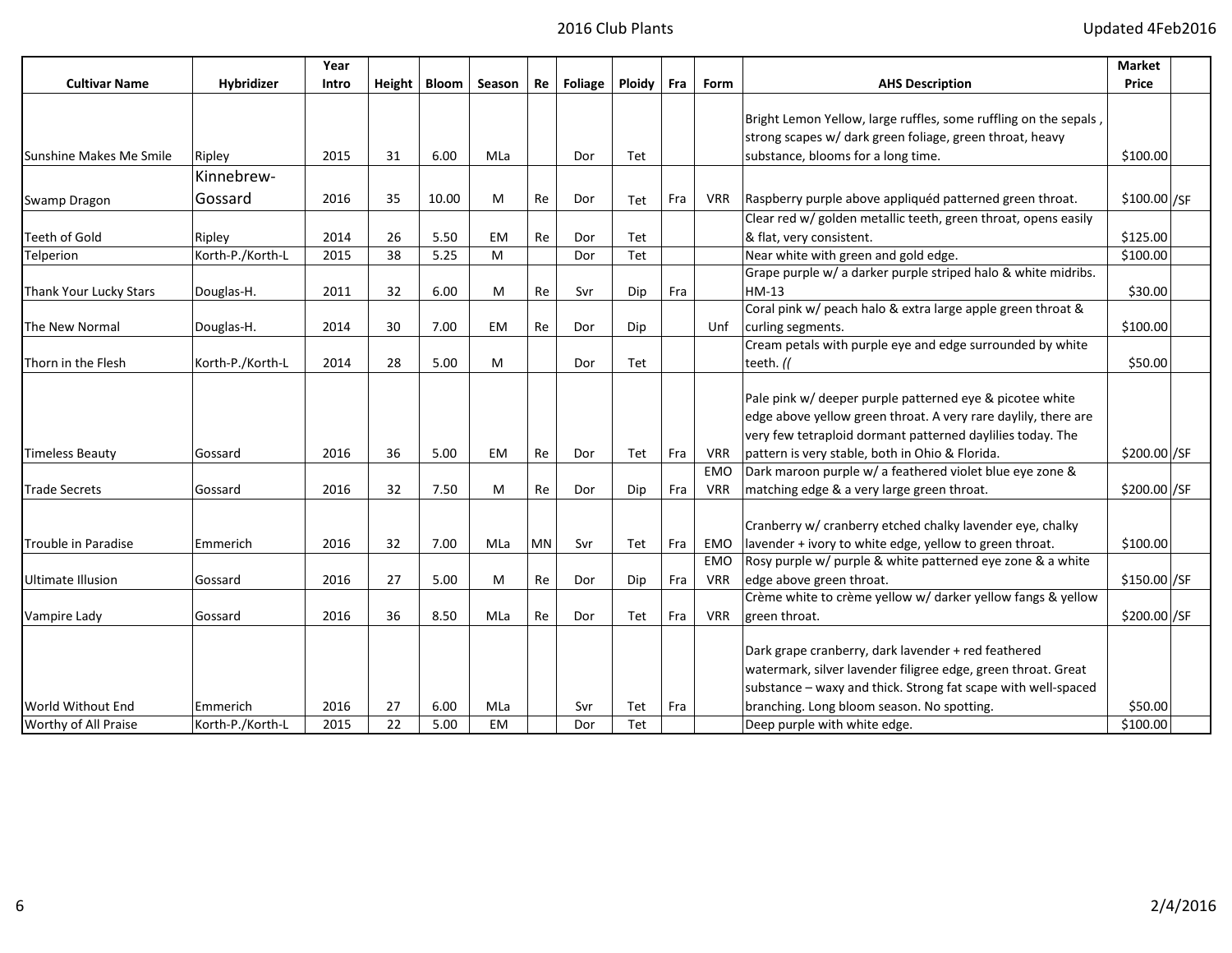| Cultivar Name | Hybridizer | Year Intro | Height | Bloom | Season | Re | Foliage | Ploidy | Fra | Form | AHS Description | Market Price | |
|---|---|---|---|---|---|---|---|---|---|---|---|---|---|
| Sunshine Makes Me Smile | Ripley | 2015 | 31 | 6.00 | MLa | | Dor | Tet | | | Bright Lemon Yellow, large ruffles, some ruffling on the sepals , strong scapes w/ dark green foliage, green throat, heavy substance, blooms for a long time. | $100.00 | |
| Swamp Dragon | Kinnebrew-Gossard | 2016 | 35 | 10.00 | M | Re | Dor | Tet | Fra | VRR | Raspberry purple above appliquéd patterned green throat. | $100.00 | /SF |
| Teeth of Gold | Ripley | 2014 | 26 | 5.50 | EM | Re | Dor | Tet | | | Clear red w/ golden metallic teeth, green throat, opens easily & flat, very consistent. | $125.00 | |
| Telperion | Korth-P./Korth-L | 2015 | 38 | 5.25 | M | | Dor | Tet | | | Near white with green and gold edge. | $100.00 | |
| Thank Your Lucky Stars | Douglas-H. | 2011 | 32 | 6.00 | M | Re | Svr | Dip | Fra | | Grape purple w/ a darker purple striped halo & white midribs. HM-13 | $30.00 | |
| The New Normal | Douglas-H. | 2014 | 30 | 7.00 | EM | Re | Dor | Dip | | Unf | Coral pink w/ peach halo & extra large apple green throat & curling segments. | $100.00 | |
| Thorn in the Flesh | Korth-P./Korth-L | 2014 | 28 | 5.00 | M | | Dor | Tet | | | Cream petals with purple eye and edge surrounded by white teeth. *((* | $50.00 | |
| Timeless Beauty | Gossard | 2016 | 36 | 5.00 | EM | Re | Dor | Tet | Fra | VRR | Pale pink w/ deeper purple patterned eye & picotee white edge above yellow green throat. A very rare daylily, there are very few tetraploid dormant patterned daylilies today. The pattern is very stable, both in Ohio & Florida. | $200.00 | /SF |
| Trade Secrets | Gossard | 2016 | 32 | 7.50 | M | Re | Dor | Dip | Fra | EMO VRR | Dark maroon purple w/ a feathered violet blue eye zone & matching edge & a very large green throat. | $200.00 | /SF |
| Trouble in Paradise | Emmerich | 2016 | 32 | 7.00 | MLa | MN | Svr | Tet | Fra | EMO | Cranberry w/ cranberry etched chalky lavender eye, chalky lavender + ivory to white edge, yellow to green throat. | $100.00 | |
| Ultimate Illusion | Gossard | 2016 | 27 | 5.00 | M | Re | Dor | Dip | Fra | EMO VRR | Rosy purple w/ purple & white patterned eye zone & a white edge above green throat. | $150.00 | /SF |
| Vampire Lady | Gossard | 2016 | 36 | 8.50 | MLa | Re | Dor | Tet | Fra | VRR | Crème white to crème yellow w/ darker yellow fangs & yellow green throat. | $200.00 | /SF |
| World Without End | Emmerich | 2016 | 27 | 6.00 | MLa | | Svr | Tet | Fra | | Dark grape cranberry, dark lavender + red feathered watermark, silver lavender filigree edge, green throat. Great substance – waxy and thick. Strong fat scape with well-spaced branching. Long bloom season. No spotting. | $50.00 | |
| Worthy of All Praise | Korth-P./Korth-L | 2015 | 22 | 5.00 | EM | | Dor | Tet | | | Deep purple with white edge. | $100.00 | |